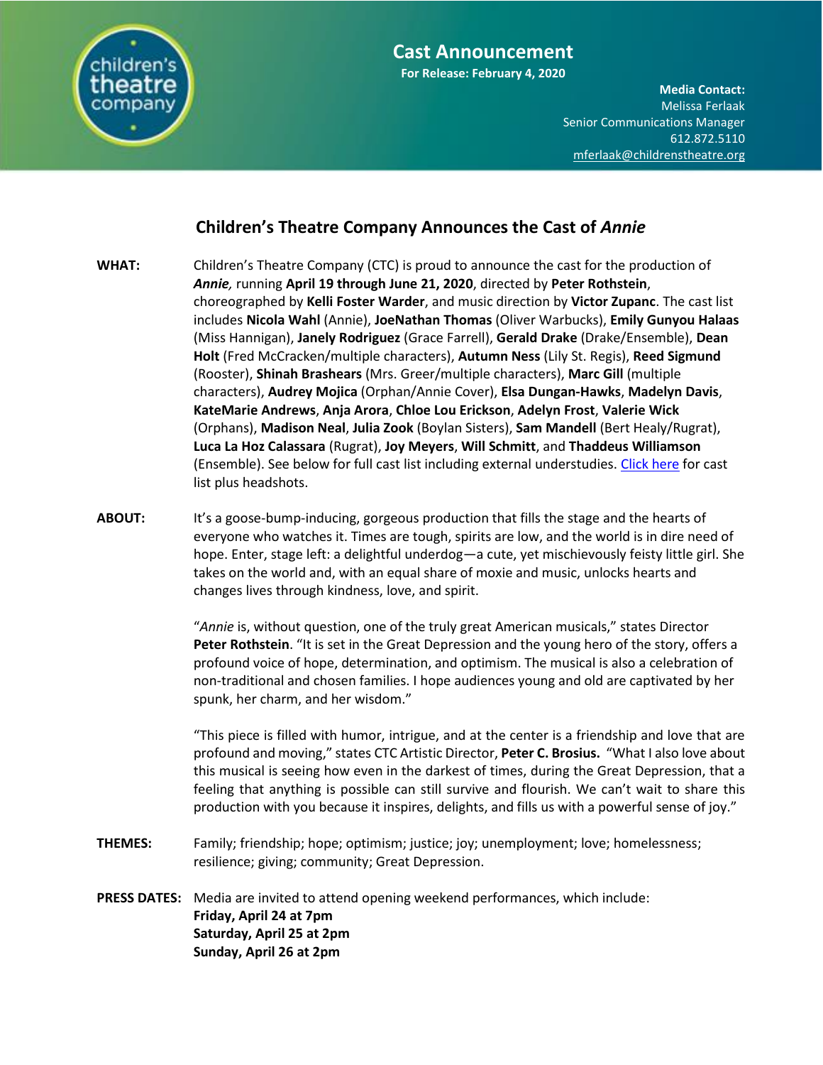children's theatre company

# Cast Announcement

**For Release: February 4, 2020**

**Media Contact:**
Melissa Ferlaak
Senior Communications Manager
612.872.5110
mferlaak@childrenstheatre.org

## Children's Theatre Company Announces the Cast of *Annie*

**WHAT:** Children's Theatre Company (CTC) is proud to announce the cast for the production of ***Annie***, running **April 19 through June 21, 2020**, directed by **Peter Rothstein**, choreographed by **Kelli Foster Warder**, and music direction by **Victor Zupanc**. The cast list includes **Nicola Wahl** (Annie), **JoeNathan Thomas** (Oliver Warbucks), **Emily Gunyou Halaas** (Miss Hannigan), **Janely Rodriguez** (Grace Farrell), **Gerald Drake** (Drake/Ensemble), **Dean Holt** (Fred McCracken/multiple characters), **Autumn Ness** (Lily St. Regis), **Reed Sigmund** (Rooster), **Shinah Brashears** (Mrs. Greer/multiple characters), **Marc Gill** (multiple characters), **Audrey Mojica** (Orphan/Annie Cover), **Elsa Dungan-Hawks**, **Madelyn Davis**, **KateMarie Andrews**, **Anja Arora**, **Chloe Lou Erickson**, **Adelyn Frost**, **Valerie Wick** (Orphans), **Madison Neal**, **Julia Zook** (Boylan Sisters), **Sam Mandell** (Bert Healy/Rugrat), **Luca La Hoz Calassara** (Rugrat), **Joy Meyers**, **Will Schmitt**, and **Thaddeus Williamson** (Ensemble). See below for full cast list including external understudies. Click here for cast list plus headshots.

**ABOUT:** It's a goose-bump-inducing, gorgeous production that fills the stage and the hearts of everyone who watches it. Times are tough, spirits are low, and the world is in dire need of hope. Enter, stage left: a delightful underdog—a cute, yet mischievously feisty little girl. She takes on the world and, with an equal share of moxie and music, unlocks hearts and changes lives through kindness, love, and spirit.

"*Annie* is, without question, one of the truly great American musicals," states Director **Peter Rothstein**. "It is set in the Great Depression and the young hero of the story, offers a profound voice of hope, determination, and optimism. The musical is also a celebration of non-traditional and chosen families. I hope audiences young and old are captivated by her spunk, her charm, and her wisdom."

"This piece is filled with humor, intrigue, and at the center is a friendship and love that are profound and moving," states CTC Artistic Director, **Peter C. Brosius.** "What I also love about this musical is seeing how even in the darkest of times, during the Great Depression, that a feeling that anything is possible can still survive and flourish. We can't wait to share this production with you because it inspires, delights, and fills us with a powerful sense of joy."

**THEMES:** Family; friendship; hope; optimism; justice; joy; unemployment; love; homelessness; resilience; giving; community; Great Depression.

**PRESS DATES:** Media are invited to attend opening weekend performances, which include:
**Friday, April 24 at 7pm**
**Saturday, April 25 at 2pm**
**Sunday, April 26 at 2pm**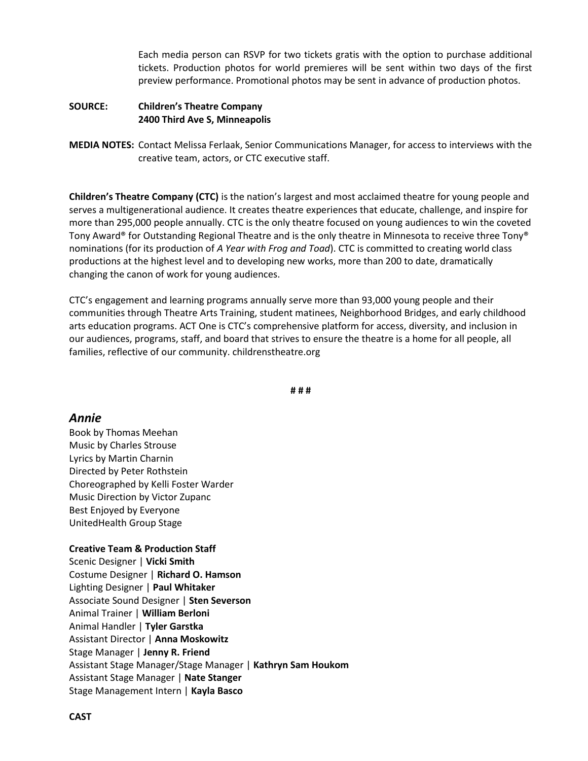Each media person can RSVP for two tickets gratis with the option to purchase additional tickets. Production photos for world premieres will be sent within two days of the first preview performance. Promotional photos may be sent in advance of production photos.

**SOURCE:** **Children's Theatre Company**
**2400 Third Ave S, Minneapolis**

**MEDIA NOTES:** Contact Melissa Ferlaak, Senior Communications Manager, for access to interviews with the creative team, actors, or CTC executive staff.

**Children's Theatre Company (CTC)** is the nation's largest and most acclaimed theatre for young people and serves a multigenerational audience. It creates theatre experiences that educate, challenge, and inspire for more than 295,000 people annually. CTC is the only theatre focused on young audiences to win the coveted Tony Award® for Outstanding Regional Theatre and is the only theatre in Minnesota to receive three Tony® nominations (for its production of *A Year with Frog and Toad*). CTC is committed to creating world class productions at the highest level and to developing new works, more than 200 to date, dramatically changing the canon of work for young audiences.

CTC's engagement and learning programs annually serve more than 93,000 young people and their communities through Theatre Arts Training, student matinees, Neighborhood Bridges, and early childhood arts education programs. ACT One is CTC's comprehensive platform for access, diversity, and inclusion in our audiences, programs, staff, and board that strives to ensure the theatre is a home for all people, all families, reflective of our community. childrenstheatre.org

**# # #**

## *Annie*

Book by Thomas Meehan
Music by Charles Strouse
Lyrics by Martin Charnin
Directed by Peter Rothstein
Choreographed by Kelli Foster Warder
Music Direction by Victor Zupanc
Best Enjoyed by Everyone
UnitedHealth Group Stage

**Creative Team & Production Staff**

Scenic Designer | **Vicki Smith**
Costume Designer | **Richard O. Hamson**
Lighting Designer | **Paul Whitaker**
Associate Sound Designer | **Sten Severson**
Animal Trainer | **William Berloni**
Animal Handler | **Tyler Garstka**
Assistant Director | **Anna Moskowitz**
Stage Manager | **Jenny R. Friend**
Assistant Stage Manager/Stage Manager | **Kathryn Sam Houkom**
Assistant Stage Manager | **Nate Stanger**
Stage Management Intern | **Kayla Basco**

**CAST**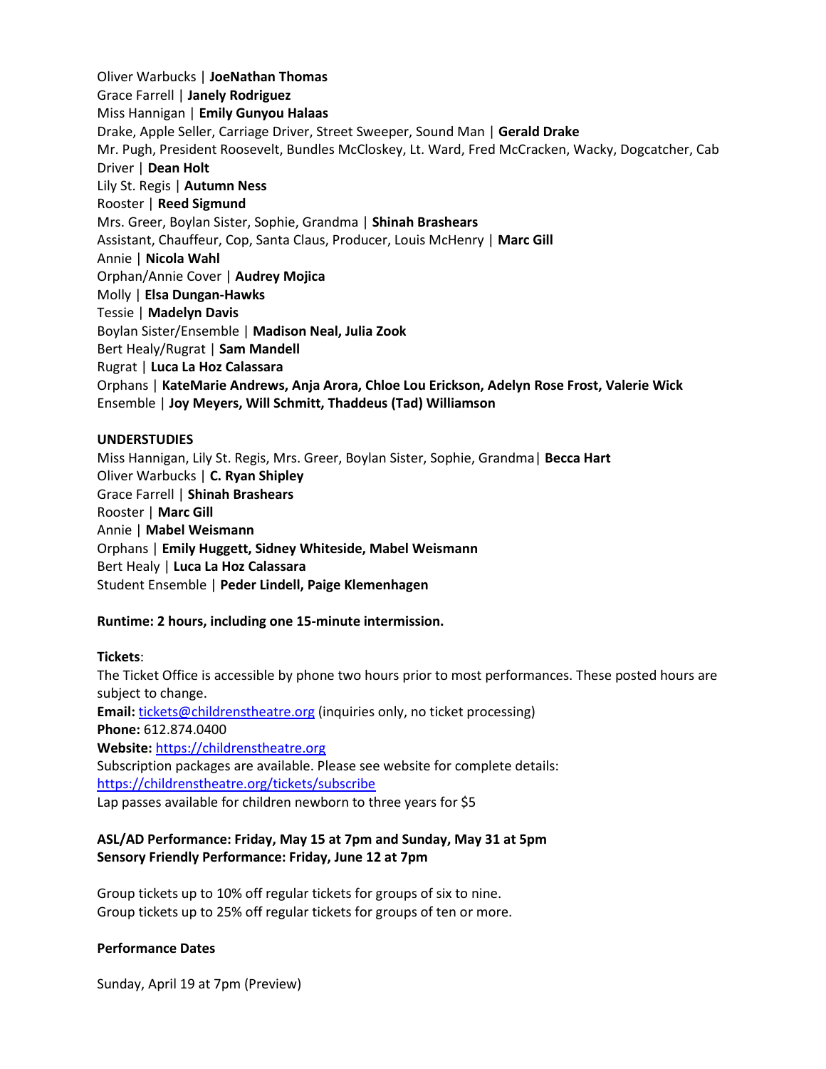Oliver Warbucks | **JoeNathan Thomas**
Grace Farrell | **Janely Rodriguez**
Miss Hannigan | **Emily Gunyou Halaas**
Drake, Apple Seller, Carriage Driver, Street Sweeper, Sound Man | **Gerald Drake**
Mr. Pugh, President Roosevelt, Bundles McCloskey, Lt. Ward, Fred McCracken, Wacky, Dogcatcher, Cab Driver | **Dean Holt**
Lily St. Regis | **Autumn Ness**
Rooster | **Reed Sigmund**
Mrs. Greer, Boylan Sister, Sophie, Grandma | **Shinah Brashears**
Assistant, Chauffeur, Cop, Santa Claus, Producer, Louis McHenry | **Marc Gill**
Annie | **Nicola Wahl**
Orphan/Annie Cover | **Audrey Mojica**
Molly | **Elsa Dungan-Hawks**
Tessie | **Madelyn Davis**
Boylan Sister/Ensemble | **Madison Neal, Julia Zook**
Bert Healy/Rugrat | **Sam Mandell**
Rugrat | **Luca La Hoz Calassara**
Orphans | **KateMarie Andrews, Anja Arora, Chloe Lou Erickson, Adelyn Rose Frost, Valerie Wick**
Ensemble | **Joy Meyers, Will Schmitt, Thaddeus (Tad) Williamson**

**UNDERSTUDIES**

Miss Hannigan, Lily St. Regis, Mrs. Greer, Boylan Sister, Sophie, Grandma| **Becca Hart**
Oliver Warbucks | **C. Ryan Shipley**
Grace Farrell | **Shinah Brashears**
Rooster | **Marc Gill**
Annie | **Mabel Weismann**
Orphans | **Emily Huggett, Sidney Whiteside, Mabel Weismann**
Bert Healy | **Luca La Hoz Calassara**
Student Ensemble | **Peder Lindell, Paige Klemenhagen**

**Runtime: 2 hours, including one 15-minute intermission.**

**Tickets**:
The Ticket Office is accessible by phone two hours prior to most performances. These posted hours are subject to change.
**Email:** tickets@childrenstheatre.org (inquiries only, no ticket processing)
**Phone:** 612.874.0400
**Website:** https://childrenstheatre.org
Subscription packages are available. Please see website for complete details: https://childrenstheatre.org/tickets/subscribe
Lap passes available for children newborn to three years for $5

**ASL/AD Performance: Friday, May 15 at 7pm and Sunday, May 31 at 5pm**
**Sensory Friendly Performance: Friday, June 12 at 7pm**

Group tickets up to 10% off regular tickets for groups of six to nine.
Group tickets up to 25% off regular tickets for groups of ten or more.

**Performance Dates**

Sunday, April 19 at 7pm (Preview)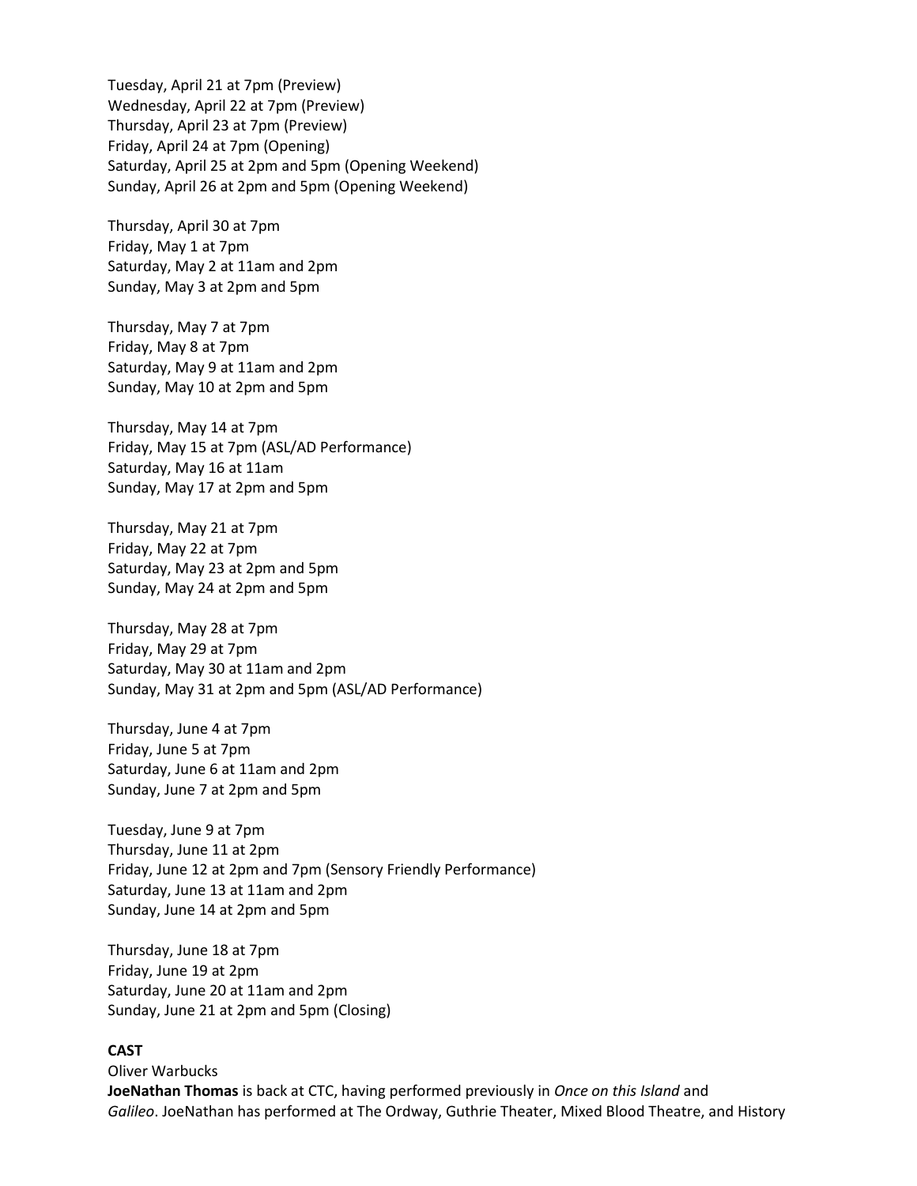Tuesday, April 21 at 7pm (Preview)
Wednesday, April 22 at 7pm (Preview)
Thursday, April 23 at 7pm (Preview)
Friday, April 24 at 7pm (Opening)
Saturday, April 25 at 2pm and 5pm (Opening Weekend)
Sunday, April 26 at 2pm and 5pm (Opening Weekend)

Thursday, April 30 at 7pm
Friday, May 1 at 7pm
Saturday, May 2 at 11am and 2pm
Sunday, May 3 at 2pm and 5pm

Thursday, May 7 at 7pm
Friday, May 8 at 7pm
Saturday, May 9 at 11am and 2pm
Sunday, May 10 at 2pm and 5pm

Thursday, May 14 at 7pm
Friday, May 15 at 7pm (ASL/AD Performance)
Saturday, May 16 at 11am
Sunday, May 17 at 2pm and 5pm

Thursday, May 21 at 7pm
Friday, May 22 at 7pm
Saturday, May 23 at 2pm and 5pm
Sunday, May 24 at 2pm and 5pm

Thursday, May 28 at 7pm
Friday, May 29 at 7pm
Saturday, May 30 at 11am and 2pm
Sunday, May 31 at 2pm and 5pm (ASL/AD Performance)

Thursday, June 4 at 7pm
Friday, June 5 at 7pm
Saturday, June 6 at 11am and 2pm
Sunday, June 7 at 2pm and 5pm

Tuesday, June 9 at 7pm
Thursday, June 11 at 2pm
Friday, June 12 at 2pm and 7pm (Sensory Friendly Performance)
Saturday, June 13 at 11am and 2pm
Sunday, June 14 at 2pm and 5pm

Thursday, June 18 at 7pm
Friday, June 19 at 2pm
Saturday, June 20 at 11am and 2pm
Sunday, June 21 at 2pm and 5pm (Closing)

**CAST**

Oliver Warbucks

**JoeNathan Thomas** is back at CTC, having performed previously in *Once on this Island* and *Galileo*. JoeNathan has performed at The Ordway, Guthrie Theater, Mixed Blood Theatre, and History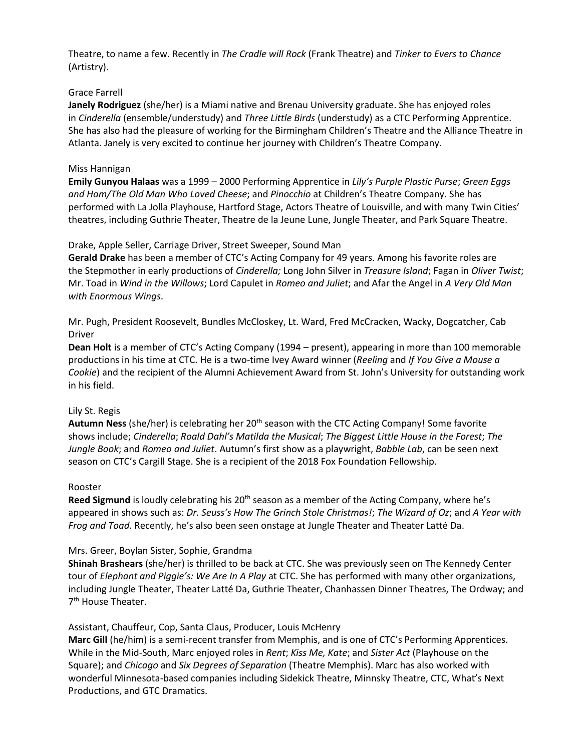Theatre, to name a few. Recently in *The Cradle will Rock* (Frank Theatre) and *Tinker to Evers to Chance* (Artistry).

Grace Farrell
**Janely Rodriguez** (she/her) is a Miami native and Brenau University graduate. She has enjoyed roles in *Cinderella* (ensemble/understudy) and *Three Little Birds* (understudy) as a CTC Performing Apprentice. She has also had the pleasure of working for the Birmingham Children's Theatre and the Alliance Theatre in Atlanta. Janely is very excited to continue her journey with Children's Theatre Company.

Miss Hannigan
**Emily Gunyou Halaas** was a 1999 – 2000 Performing Apprentice in *Lily's Purple Plastic Purse*; *Green Eggs and Ham/The Old Man Who Loved Cheese*; and *Pinocchio* at Children's Theatre Company. She has performed with La Jolla Playhouse, Hartford Stage, Actors Theatre of Louisville, and with many Twin Cities' theatres, including Guthrie Theater, Theatre de la Jeune Lune, Jungle Theater, and Park Square Theatre.

Drake, Apple Seller, Carriage Driver, Street Sweeper, Sound Man
**Gerald Drake** has been a member of CTC's Acting Company for 49 years. Among his favorite roles are the Stepmother in early productions of *Cinderella;* Long John Silver in *Treasure Island*; Fagan in *Oliver Twist*; Mr. Toad in *Wind in the Willows*; Lord Capulet in *Romeo and Juliet*; and Afar the Angel in *A Very Old Man with Enormous Wings*.

Mr. Pugh, President Roosevelt, Bundles McCloskey, Lt. Ward, Fred McCracken, Wacky, Dogcatcher, Cab Driver
**Dean Holt** is a member of CTC's Acting Company (1994 – present), appearing in more than 100 memorable productions in his time at CTC. He is a two-time Ivey Award winner (*Reeling* and *If You Give a Mouse a Cookie*) and the recipient of the Alumni Achievement Award from St. John's University for outstanding work in his field.

Lily St. Regis
**Autumn Ness** (she/her) is celebrating her 20th season with the CTC Acting Company! Some favorite shows include; *Cinderella*; *Roald Dahl's Matilda the Musical*; *The Biggest Little House in the Forest*; *The Jungle Book*; and *Romeo and Juliet*. Autumn's first show as a playwright, *Babble Lab*, can be seen next season on CTC's Cargill Stage. She is a recipient of the 2018 Fox Foundation Fellowship.

Rooster
**Reed Sigmund** is loudly celebrating his 20th season as a member of the Acting Company, where he's appeared in shows such as: *Dr. Seuss's How The Grinch Stole Christmas!*; *The Wizard of Oz*; and *A Year with Frog and Toad.* Recently, he's also been seen onstage at Jungle Theater and Theater Latté Da.

Mrs. Greer, Boylan Sister, Sophie, Grandma
**Shinah Brashears** (she/her) is thrilled to be back at CTC. She was previously seen on The Kennedy Center tour of *Elephant and Piggie's: We Are In A Play* at CTC. She has performed with many other organizations, including Jungle Theater, Theater Latté Da, Guthrie Theater, Chanhassen Dinner Theatres, The Ordway; and 7th House Theater.

Assistant, Chauffeur, Cop, Santa Claus, Producer, Louis McHenry
**Marc Gill** (he/him) is a semi-recent transfer from Memphis, and is one of CTC's Performing Apprentices. While in the Mid-South, Marc enjoyed roles in *Rent*; *Kiss Me, Kate*; and *Sister Act* (Playhouse on the Square); and *Chicago* and *Six Degrees of Separation* (Theatre Memphis). Marc has also worked with wonderful Minnesota-based companies including Sidekick Theatre, Minnsky Theatre, CTC, What's Next Productions, and GTC Dramatics.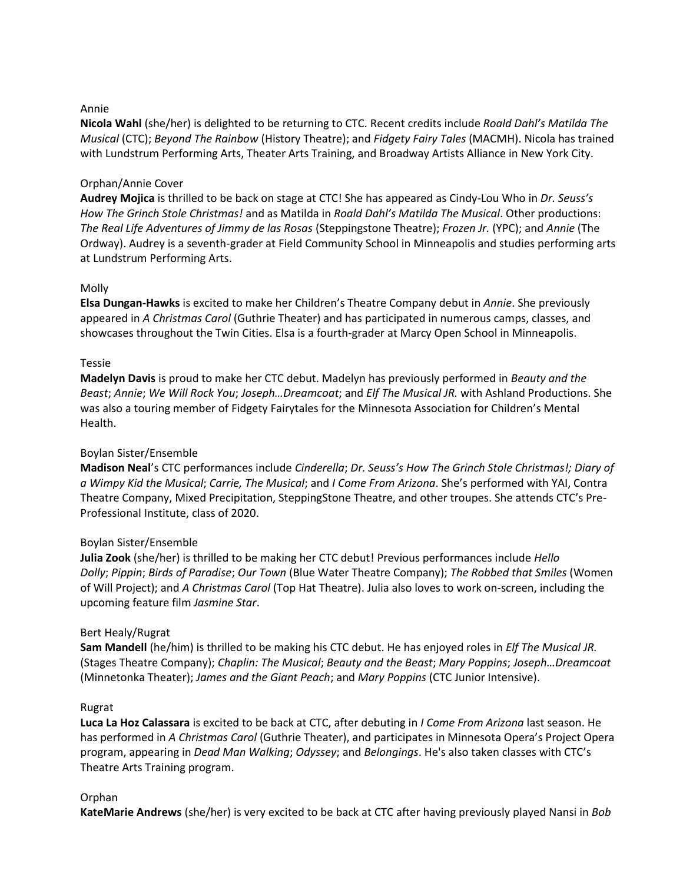Annie

**Nicola Wahl** (she/her) is delighted to be returning to CTC. Recent credits include *Roald Dahl's Matilda The Musical* (CTC); *Beyond The Rainbow* (History Theatre); and *Fidgety Fairy Tales* (MACMH). Nicola has trained with Lundstrum Performing Arts, Theater Arts Training, and Broadway Artists Alliance in New York City.

Orphan/Annie Cover

**Audrey Mojica** is thrilled to be back on stage at CTC! She has appeared as Cindy-Lou Who in *Dr. Seuss's How The Grinch Stole Christmas!* and as Matilda in *Roald Dahl's Matilda The Musical*. Other productions: *The Real Life Adventures of Jimmy de las Rosas* (Steppingstone Theatre); *Frozen Jr.* (YPC); and *Annie* (The Ordway). Audrey is a seventh-grader at Field Community School in Minneapolis and studies performing arts at Lundstrum Performing Arts.

Molly

**Elsa Dungan-Hawks** is excited to make her Children's Theatre Company debut in *Annie*. She previously appeared in *A Christmas Carol* (Guthrie Theater) and has participated in numerous camps, classes, and showcases throughout the Twin Cities. Elsa is a fourth-grader at Marcy Open School in Minneapolis.

Tessie

**Madelyn Davis** is proud to make her CTC debut. Madelyn has previously performed in *Beauty and the Beast*; *Annie*; *We Will Rock You*; *Joseph…Dreamcoat*; and *Elf The Musical JR.* with Ashland Productions. She was also a touring member of Fidgety Fairytales for the Minnesota Association for Children's Mental Health.

Boylan Sister/Ensemble

**Madison Neal**'s CTC performances include *Cinderella*; *Dr. Seuss's How The Grinch Stole Christmas!; Diary of a Wimpy Kid the Musical*; *Carrie, The Musical*; and *I Come From Arizona*. She's performed with YAI, Contra Theatre Company, Mixed Precipitation, SteppingStone Theatre, and other troupes. She attends CTC's Pre-Professional Institute, class of 2020.

Boylan Sister/Ensemble

**Julia Zook** (she/her) is thrilled to be making her CTC debut! Previous performances include *Hello Dolly*; *Pippin*; *Birds of Paradise*; *Our Town* (Blue Water Theatre Company); *The Robbed that Smiles* (Women of Will Project); and *A Christmas Carol* (Top Hat Theatre). Julia also loves to work on-screen, including the upcoming feature film *Jasmine Star*.

Bert Healy/Rugrat

**Sam Mandell** (he/him) is thrilled to be making his CTC debut. He has enjoyed roles in *Elf The Musical JR.* (Stages Theatre Company); *Chaplin: The Musical*; *Beauty and the Beast*; *Mary Poppins*; *Joseph…Dreamcoat* (Minnetonka Theater); *James and the Giant Peach*; and *Mary Poppins* (CTC Junior Intensive).

Rugrat

**Luca La Hoz Calassara** is excited to be back at CTC, after debuting in *I Come From Arizona* last season. He has performed in *A Christmas Carol* (Guthrie Theater), and participates in Minnesota Opera's Project Opera program, appearing in *Dead Man Walking*; *Odyssey*; and *Belongings*. He's also taken classes with CTC's Theatre Arts Training program.

Orphan

**KateMarie Andrews** (she/her) is very excited to be back at CTC after having previously played Nansi in *Bob*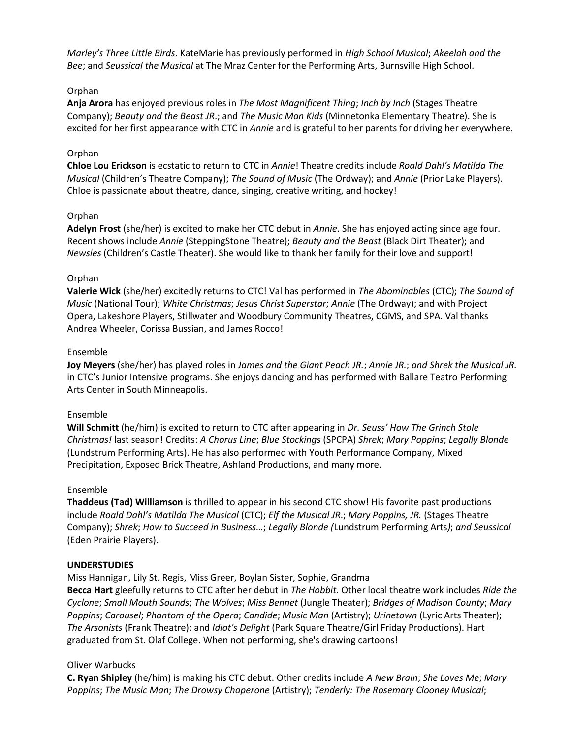*Marley's Three Little Birds*. KateMarie has previously performed in *High School Musical*; *Akeelah and the Bee*; and *Seussical the Musical* at The Mraz Center for the Performing Arts, Burnsville High School.

Orphan
**Anja Arora** has enjoyed previous roles in *The Most Magnificent Thing*; *Inch by Inch* (Stages Theatre Company); *Beauty and the Beast JR*.; and *The Music Man Kids* (Minnetonka Elementary Theatre). She is excited for her first appearance with CTC in *Annie* and is grateful to her parents for driving her everywhere.

Orphan
**Chloe Lou Erickson** is ecstatic to return to CTC in *Annie*! Theatre credits include *Roald Dahl's Matilda The Musical* (Children's Theatre Company); *The Sound of Music* (The Ordway); and *Annie* (Prior Lake Players). Chloe is passionate about theatre, dance, singing, creative writing, and hockey!

Orphan
**Adelyn Frost** (she/her) is excited to make her CTC debut in *Annie*. She has enjoyed acting since age four. Recent shows include *Annie* (SteppingStone Theatre); *Beauty and the Beast* (Black Dirt Theater); and *Newsies* (Children's Castle Theater). She would like to thank her family for their love and support!

Orphan
**Valerie Wick** (she/her) excitedly returns to CTC! Val has performed in *The Abominables* (CTC); *The Sound of Music* (National Tour); *White Christmas*; *Jesus Christ Superstar*; *Annie* (The Ordway); and with Project Opera, Lakeshore Players, Stillwater and Woodbury Community Theatres, CGMS, and SPA. Val thanks Andrea Wheeler, Corissa Bussian, and James Rocco!

Ensemble
**Joy Meyers** (she/her) has played roles in *James and the Giant Peach JR.*; *Annie JR.*; *and Shrek the Musical JR.* in CTC's Junior Intensive programs. She enjoys dancing and has performed with Ballare Teatro Performing Arts Center in South Minneapolis.

Ensemble
**Will Schmitt** (he/him) is excited to return to CTC after appearing in *Dr. Seuss' How The Grinch Stole Christmas!* last season! Credits: *A Chorus Line*; *Blue Stockings* (SPCPA) *Shrek*; *Mary Poppins*; *Legally Blonde* (Lundstrum Performing Arts). He has also performed with Youth Performance Company, Mixed Precipitation, Exposed Brick Theatre, Ashland Productions, and many more.

Ensemble
**Thaddeus (Tad) Williamson** is thrilled to appear in his second CTC show! His favorite past productions include *Roald Dahl's Matilda The Musical* (CTC); *Elf the Musical JR.*; *Mary Poppins, JR.* (Stages Theatre Company); *Shrek*; *How to Succeed in Business…*; *Legally Blonde (*Lundstrum Performing Arts*)*; *and Seussical* (Eden Prairie Players).

**UNDERSTUDIES**

Miss Hannigan, Lily St. Regis, Miss Greer, Boylan Sister, Sophie, Grandma
**Becca Hart** gleefully returns to CTC after her debut in *The Hobbit.* Other local theatre work includes *Ride the Cyclone*; *Small Mouth Sounds*; *The Wolves*; *Miss Bennet* (Jungle Theater); *Bridges of Madison County*; *Mary Poppins*; *Carousel*; *Phantom of the Opera*; *Candide*; *Music Man* (Artistry); *Urinetown* (Lyric Arts Theater); *The Arsonists* (Frank Theatre); and *Idiot's Delight* (Park Square Theatre/Girl Friday Productions). Hart graduated from St. Olaf College. When not performing, she's drawing cartoons!

Oliver Warbucks
**C. Ryan Shipley** (he/him) is making his CTC debut. Other credits include *A New Brain*; *She Loves Me*; *Mary Poppins*; *The Music Man*; *The Drowsy Chaperone* (Artistry); *Tenderly: The Rosemary Clooney Musical*;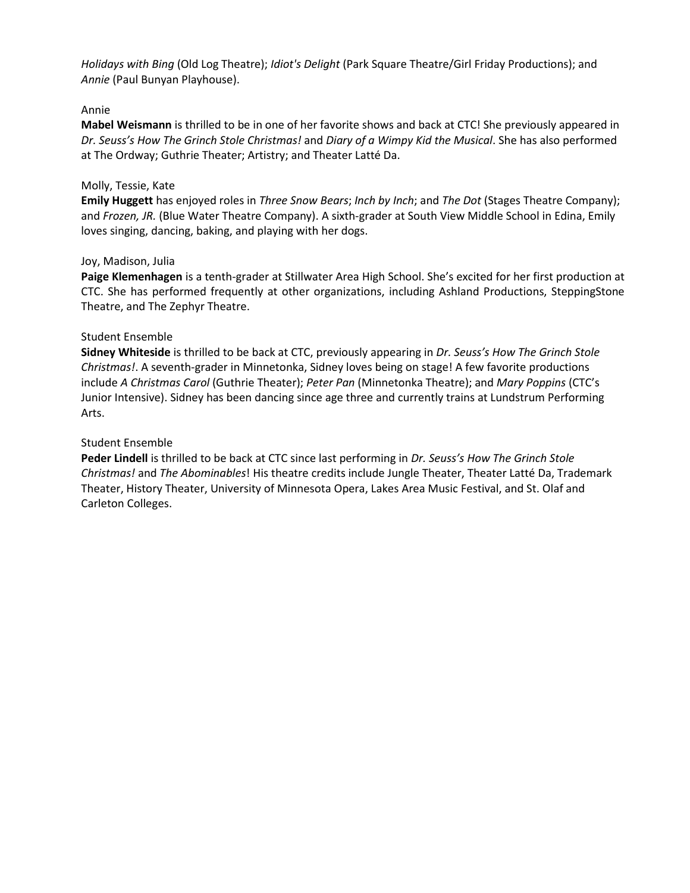*Holidays with Bing* (Old Log Theatre); *Idiot's Delight* (Park Square Theatre/Girl Friday Productions); and *Annie* (Paul Bunyan Playhouse).

Annie

**Mabel Weismann** is thrilled to be in one of her favorite shows and back at CTC! She previously appeared in *Dr. Seuss's How The Grinch Stole Christmas!* and *Diary of a Wimpy Kid the Musical*. She has also performed at The Ordway; Guthrie Theater; Artistry; and Theater Latté Da.

Molly, Tessie, Kate

**Emily Huggett** has enjoyed roles in *Three Snow Bears*; *Inch by Inch*; and *The Dot* (Stages Theatre Company); and *Frozen, JR.* (Blue Water Theatre Company). A sixth-grader at South View Middle School in Edina, Emily loves singing, dancing, baking, and playing with her dogs.

Joy, Madison, Julia

**Paige Klemenhagen** is a tenth-grader at Stillwater Area High School. She's excited for her first production at CTC. She has performed frequently at other organizations, including Ashland Productions, SteppingStone Theatre, and The Zephyr Theatre.

Student Ensemble

**Sidney Whiteside** is thrilled to be back at CTC, previously appearing in *Dr. Seuss's How The Grinch Stole Christmas!*. A seventh-grader in Minnetonka, Sidney loves being on stage! A few favorite productions include *A Christmas Carol* (Guthrie Theater); *Peter Pan* (Minnetonka Theatre); and *Mary Poppins* (CTC's Junior Intensive). Sidney has been dancing since age three and currently trains at Lundstrum Performing Arts.

Student Ensemble

**Peder Lindell** is thrilled to be back at CTC since last performing in *Dr. Seuss's How The Grinch Stole Christmas!* and *The Abominables*! His theatre credits include Jungle Theater, Theater Latté Da, Trademark Theater, History Theater, University of Minnesota Opera, Lakes Area Music Festival, and St. Olaf and Carleton Colleges.